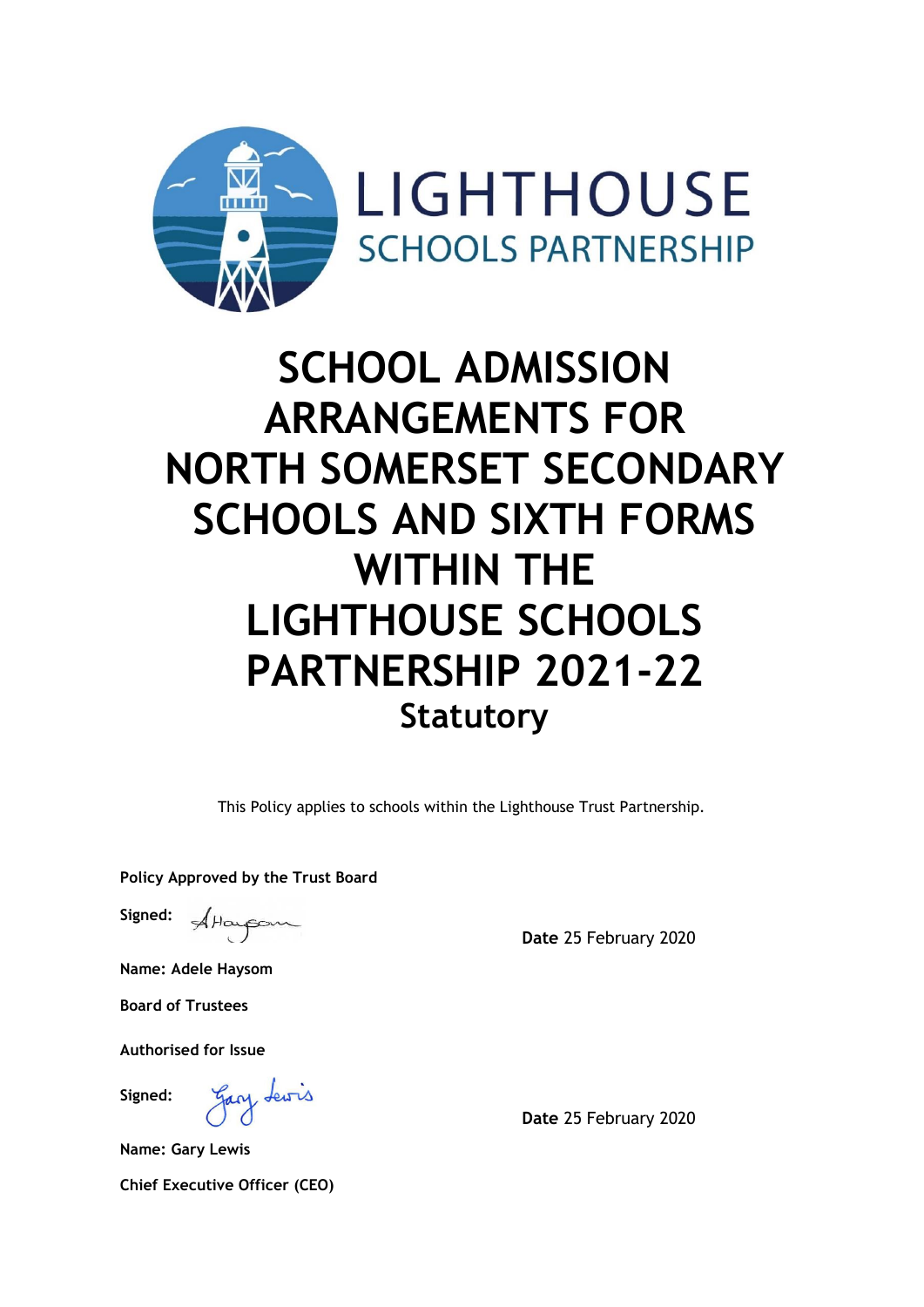LIGHTHOUSE
SCHOOLS PARTNERSHIP

# SCHOOL ADMISSION ARRANGEMENTS FOR NORTH SOMERSET SECONDARY SCHOOLS AND SIXTH FORMS WITHIN THE LIGHTHOUSE SCHOOLS PARTNERSHIP 2021-22

## Statutory

This Policy applies to schools within the Lighthouse Trust Partnership.

**Policy Approved by the Trust Board**

**Signed:** A Haysom

**Date** 25 February 2020

**Name: Adele Haysom**

**Board of Trustees**

**Authorised for Issue**

**Signed:** Gary Lewis

**Date** 25 February 2020

**Name: Gary Lewis**

**Chief Executive Officer (CEO)**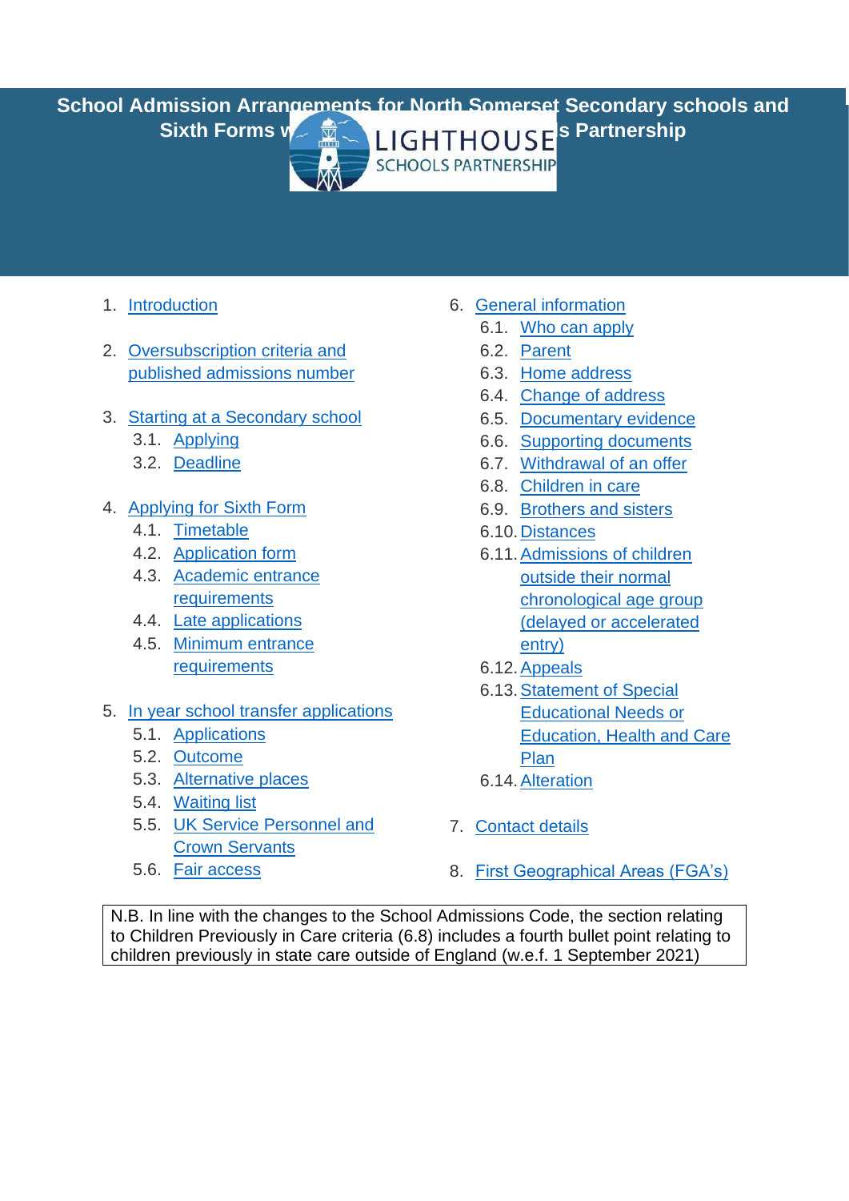# School Admission Arrangements for North Somerset Secondary schools and Sixth Forms within Lighthouse Schools Partnership

1. Introduction
2. Oversubscription criteria and published admissions number
3. Starting at a Secondary school
   - 3.1. Applying
   - 3.2. Deadline
4. Applying for Sixth Form
   - 4.1. Timetable
   - 4.2. Application form
   - 4.3. Academic entrance requirements
   - 4.4. Late applications
   - 4.5. Minimum entrance requirements
5. In year school transfer applications
   - 5.1. Applications
   - 5.2. Outcome
   - 5.3. Alternative places
   - 5.4. Waiting list
   - 5.5. UK Service Personnel and Crown Servants
   - 5.6. Fair access
6. General information
   - 6.1. Who can apply
   - 6.2. Parent
   - 6.3. Home address
   - 6.4. Change of address
   - 6.5. Documentary evidence
   - 6.6. Supporting documents
   - 6.7. Withdrawal of an offer
   - 6.8. Children in care
   - 6.9. Brothers and sisters
   - 6.10. Distances
   - 6.11. Admissions of children outside their normal chronological age group (delayed or accelerated entry)
   - 6.12. Appeals
   - 6.13. Statement of Special Educational Needs or Education, Health and Care Plan
   - 6.14. Alteration
7. Contact details
8. First Geographical Areas (FGA's)

N.B. In line with the changes to the School Admissions Code, the section relating to Children Previously in Care criteria (6.8) includes a fourth bullet point relating to children previously in state care outside of England (w.e.f. 1 September 2021)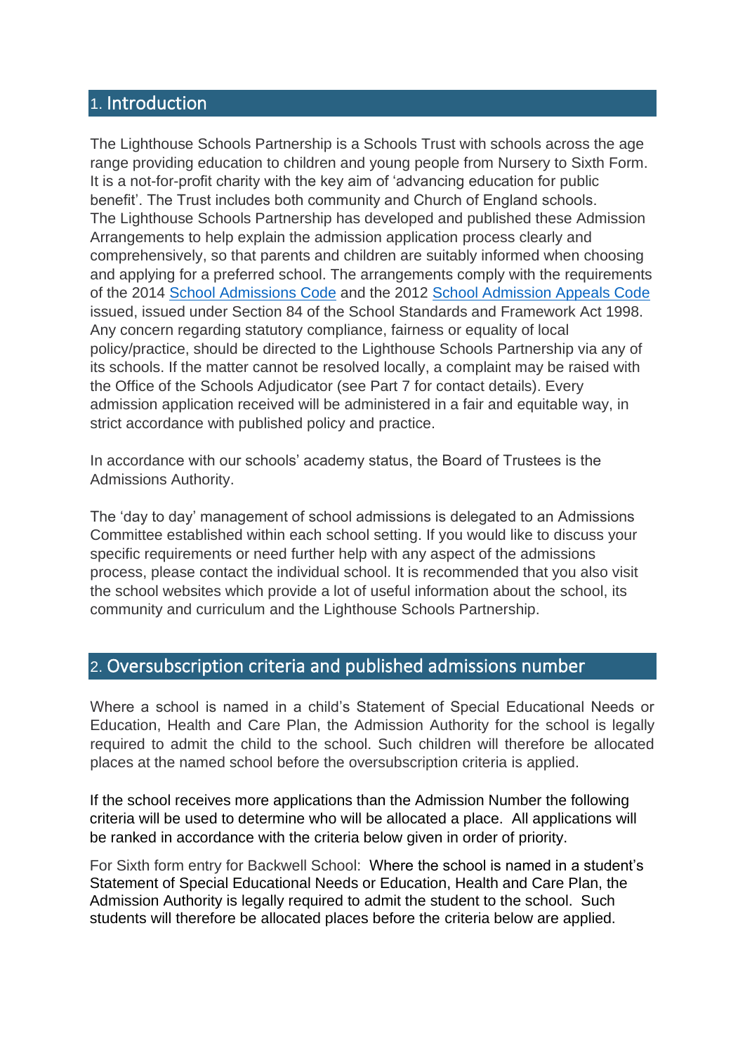## 1. Introduction

The Lighthouse Schools Partnership is a Schools Trust with schools across the age range providing education to children and young people from Nursery to Sixth Form. It is a not-for-profit charity with the key aim of 'advancing education for public benefit'. The Trust includes both community and Church of England schools. The Lighthouse Schools Partnership has developed and published these Admission Arrangements to help explain the admission application process clearly and comprehensively, so that parents and children are suitably informed when choosing and applying for a preferred school. The arrangements comply with the requirements of the 2014 School Admissions Code and the 2012 School Admission Appeals Code issued, issued under Section 84 of the School Standards and Framework Act 1998. Any concern regarding statutory compliance, fairness or equality of local policy/practice, should be directed to the Lighthouse Schools Partnership via any of its schools. If the matter cannot be resolved locally, a complaint may be raised with the Office of the Schools Adjudicator (see Part 7 for contact details). Every admission application received will be administered in a fair and equitable way, in strict accordance with published policy and practice.

In accordance with our schools' academy status, the Board of Trustees is the Admissions Authority.

The 'day to day' management of school admissions is delegated to an Admissions Committee established within each school setting. If you would like to discuss your specific requirements or need further help with any aspect of the admissions process, please contact the individual school. It is recommended that you also visit the school websites which provide a lot of useful information about the school, its community and curriculum and the Lighthouse Schools Partnership.

## 2. Oversubscription criteria and published admissions number

Where a school is named in a child's Statement of Special Educational Needs or Education, Health and Care Plan, the Admission Authority for the school is legally required to admit the child to the school. Such children will therefore be allocated places at the named school before the oversubscription criteria is applied.

If the school receives more applications than the Admission Number the following criteria will be used to determine who will be allocated a place. All applications will be ranked in accordance with the criteria below given in order of priority.

For Sixth form entry for Backwell School: Where the school is named in a student's Statement of Special Educational Needs or Education, Health and Care Plan, the Admission Authority is legally required to admit the student to the school. Such students will therefore be allocated places before the criteria below are applied.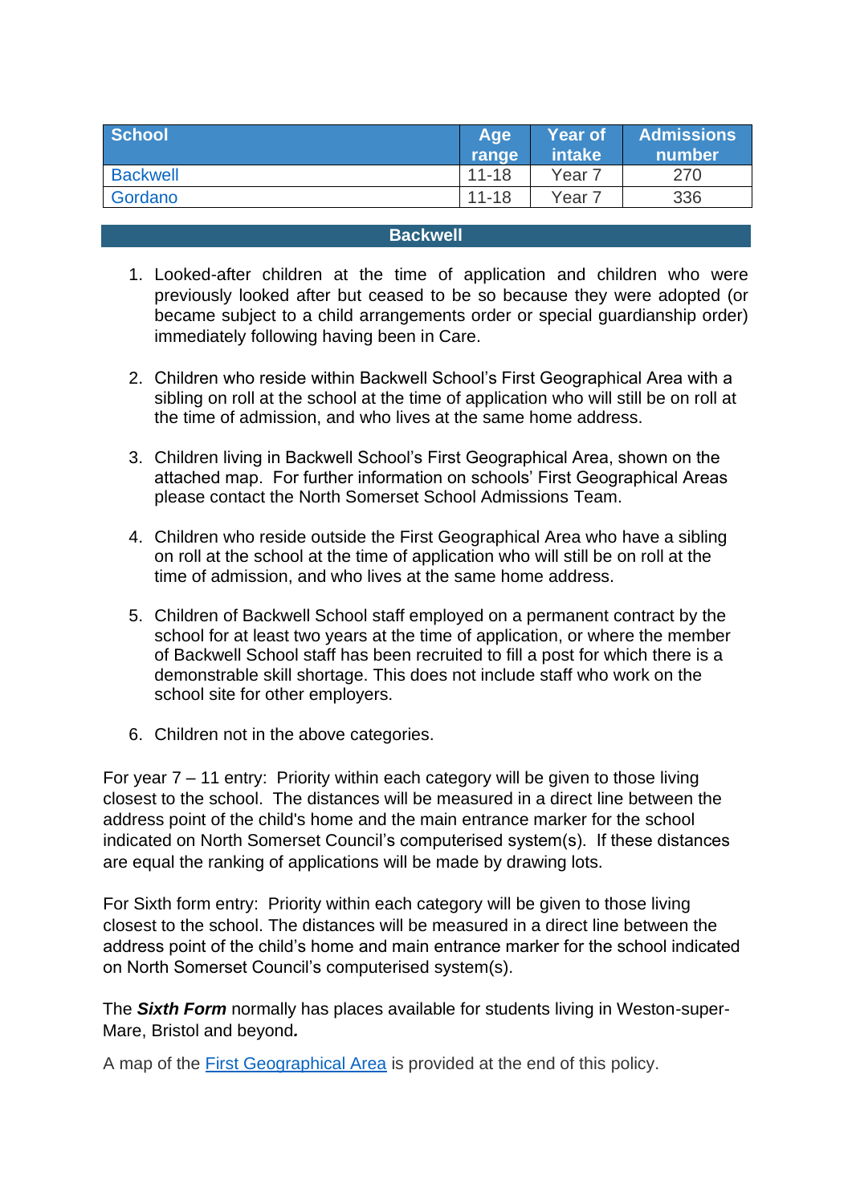| School | Age range | Year of intake | Admissions number |
|---|---|---|---|
| Backwell | 11-18 | Year 7 | 270 |
| Gordano | 11-18 | Year 7 | 336 |

## Backwell

1. Looked-after children at the time of application and children who were previously looked after but ceased to be so because they were adopted (or became subject to a child arrangements order or special guardianship order) immediately following having been in Care.

2. Children who reside within Backwell School's First Geographical Area with a sibling on roll at the school at the time of application who will still be on roll at the time of admission, and who lives at the same home address.

3. Children living in Backwell School's First Geographical Area, shown on the attached map. For further information on schools' First Geographical Areas please contact the North Somerset School Admissions Team.

4. Children who reside outside the First Geographical Area who have a sibling on roll at the school at the time of application who will still be on roll at the time of admission, and who lives at the same home address.

5. Children of Backwell School staff employed on a permanent contract by the school for at least two years at the time of application, or where the member of Backwell School staff has been recruited to fill a post for which there is a demonstrable skill shortage. This does not include staff who work on the school site for other employers.

6. Children not in the above categories.

For year 7 – 11 entry: Priority within each category will be given to those living closest to the school. The distances will be measured in a direct line between the address point of the child's home and the main entrance marker for the school indicated on North Somerset Council's computerised system(s). If these distances are equal the ranking of applications will be made by drawing lots.

For Sixth form entry: Priority within each category will be given to those living closest to the school. The distances will be measured in a direct line between the address point of the child's home and main entrance marker for the school indicated on North Somerset Council's computerised system(s).

The ***Sixth Form*** normally has places available for students living in Weston-super-Mare, Bristol and beyond***.***

A map of the First Geographical Area is provided at the end of this policy.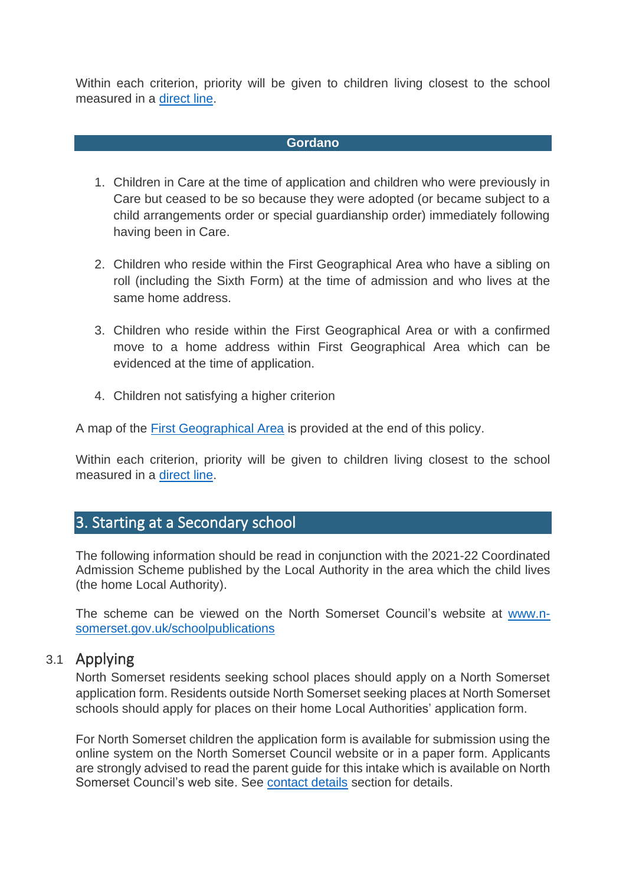Within each criterion, priority will be given to children living closest to the school measured in a direct line.

### Gordano

1. Children in Care at the time of application and children who were previously in Care but ceased to be so because they were adopted (or became subject to a child arrangements order or special guardianship order) immediately following having been in Care.
2. Children who reside within the First Geographical Area who have a sibling on roll (including the Sixth Form) at the time of admission and who lives at the same home address.
3. Children who reside within the First Geographical Area or with a confirmed move to a home address within First Geographical Area which can be evidenced at the time of application.
4. Children not satisfying a higher criterion

A map of the First Geographical Area is provided at the end of this policy.

Within each criterion, priority will be given to children living closest to the school measured in a direct line.

## 3. Starting at a Secondary school

The following information should be read in conjunction with the 2021-22 Coordinated Admission Scheme published by the Local Authority in the area which the child lives (the home Local Authority).

The scheme can be viewed on the North Somerset Council's website at www.n-somerset.gov.uk/schoolpublications

### 3.1 Applying

North Somerset residents seeking school places should apply on a North Somerset application form. Residents outside North Somerset seeking places at North Somerset schools should apply for places on their home Local Authorities' application form.

For North Somerset children the application form is available for submission using the online system on the North Somerset Council website or in a paper form. Applicants are strongly advised to read the parent guide for this intake which is available on North Somerset Council's web site. See contact details section for details.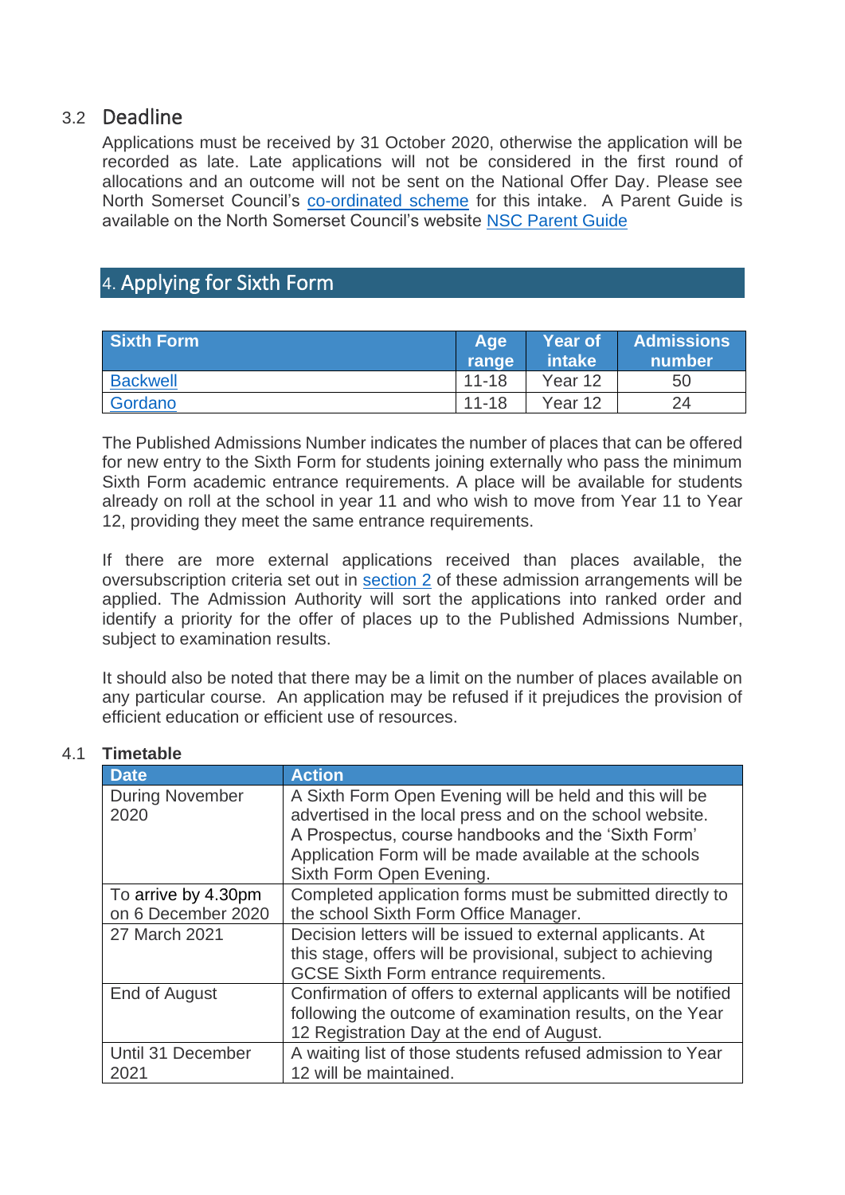### 3.2 Deadline

Applications must be received by 31 October 2020, otherwise the application will be recorded as late. Late applications will not be considered in the first round of allocations and an outcome will not be sent on the National Offer Day. Please see North Somerset Council's co-ordinated scheme for this intake. A Parent Guide is available on the North Somerset Council's website NSC Parent Guide

## 4. Applying for Sixth Form

| Sixth Form | Age range | Year of intake | Admissions number |
|---|---|---|---|
| Backwell | 11-18 | Year 12 | 50 |
| Gordano | 11-18 | Year 12 | 24 |

The Published Admissions Number indicates the number of places that can be offered for new entry to the Sixth Form for students joining externally who pass the minimum Sixth Form academic entrance requirements. A place will be available for students already on roll at the school in year 11 and who wish to move from Year 11 to Year 12, providing they meet the same entrance requirements.

If there are more external applications received than places available, the oversubscription criteria set out in section 2 of these admission arrangements will be applied. The Admission Authority will sort the applications into ranked order and identify a priority for the offer of places up to the Published Admissions Number, subject to examination results.

It should also be noted that there may be a limit on the number of places available on any particular course. An application may be refused if it prejudices the provision of efficient education or efficient use of resources.

### 4.1 Timetable

| Date | Action |
|---|---|
| During November 2020 | A Sixth Form Open Evening will be held and this will be advertised in the local press and on the school website. A Prospectus, course handbooks and the 'Sixth Form' Application Form will be made available at the schools Sixth Form Open Evening. |
| To arrive by 4.30pm on 6 December 2020 | Completed application forms must be submitted directly to the school Sixth Form Office Manager. |
| 27 March 2021 | Decision letters will be issued to external applicants. At this stage, offers will be provisional, subject to achieving GCSE Sixth Form entrance requirements. |
| End of August | Confirmation of offers to external applicants will be notified following the outcome of examination results, on the Year 12 Registration Day at the end of August. |
| Until 31 December 2021 | A waiting list of those students refused admission to Year 12 will be maintained. |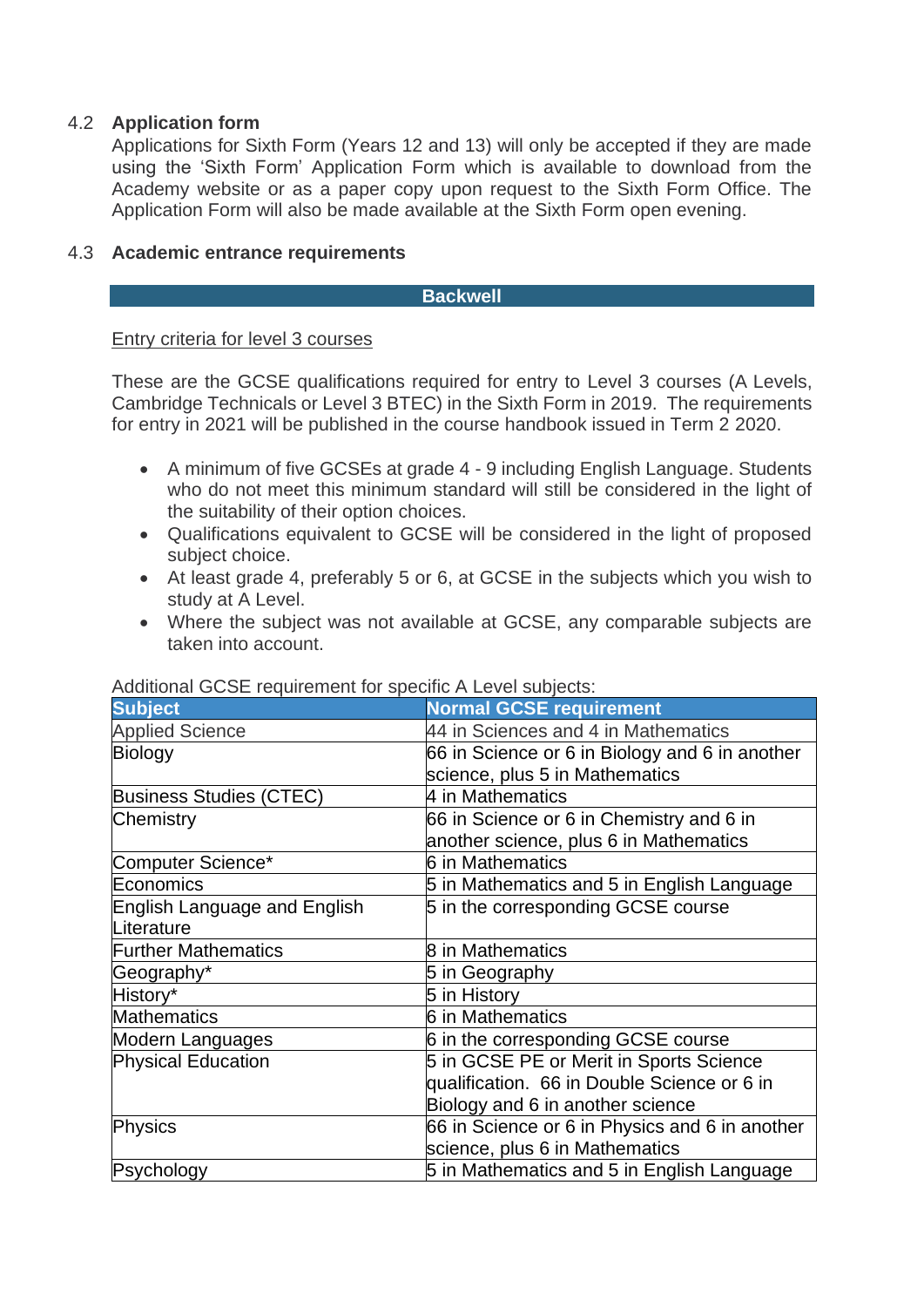### 4.2 Application form

Applications for Sixth Form (Years 12 and 13) will only be accepted if they are made using the 'Sixth Form' Application Form which is available to download from the Academy website or as a paper copy upon request to the Sixth Form Office. The Application Form will also be made available at the Sixth Form open evening.

### 4.3 Academic entrance requirements

**Backwell**

Entry criteria for level 3 courses

These are the GCSE qualifications required for entry to Level 3 courses (A Levels, Cambridge Technicals or Level 3 BTEC) in the Sixth Form in 2019. The requirements for entry in 2021 will be published in the course handbook issued in Term 2 2020.

- A minimum of five GCSEs at grade 4 - 9 including English Language. Students who do not meet this minimum standard will still be considered in the light of the suitability of their option choices.
- Qualifications equivalent to GCSE will be considered in the light of proposed subject choice.
- At least grade 4, preferably 5 or 6, at GCSE in the subjects which you wish to study at A Level.
- Where the subject was not available at GCSE, any comparable subjects are taken into account.

Additional GCSE requirement for specific A Level subjects:

| Subject | Normal GCSE requirement |
|---|---|
| Applied Science | 44 in Sciences and 4 in Mathematics |
| Biology | 66 in Science or 6 in Biology and 6 in another science, plus 5 in Mathematics |
| Business Studies (CTEC) | 4 in Mathematics |
| Chemistry | 66 in Science or 6 in Chemistry and 6 in another science, plus 6 in Mathematics |
| Computer Science* | 6 in Mathematics |
| Economics | 5 in Mathematics and 5 in English Language |
| English Language and English Literature | 5 in the corresponding GCSE course |
| Further Mathematics | 8 in Mathematics |
| Geography* | 5 in Geography |
| History* | 5 in History |
| Mathematics | 6 in Mathematics |
| Modern Languages | 6 in the corresponding GCSE course |
| Physical Education | 5 in GCSE PE or Merit in Sports Science qualification. 66 in Double Science or 6 in Biology and 6 in another science |
| Physics | 66 in Science or 6 in Physics and 6 in another science, plus 6 in Mathematics |
| Psychology | 5 in Mathematics and 5 in English Language |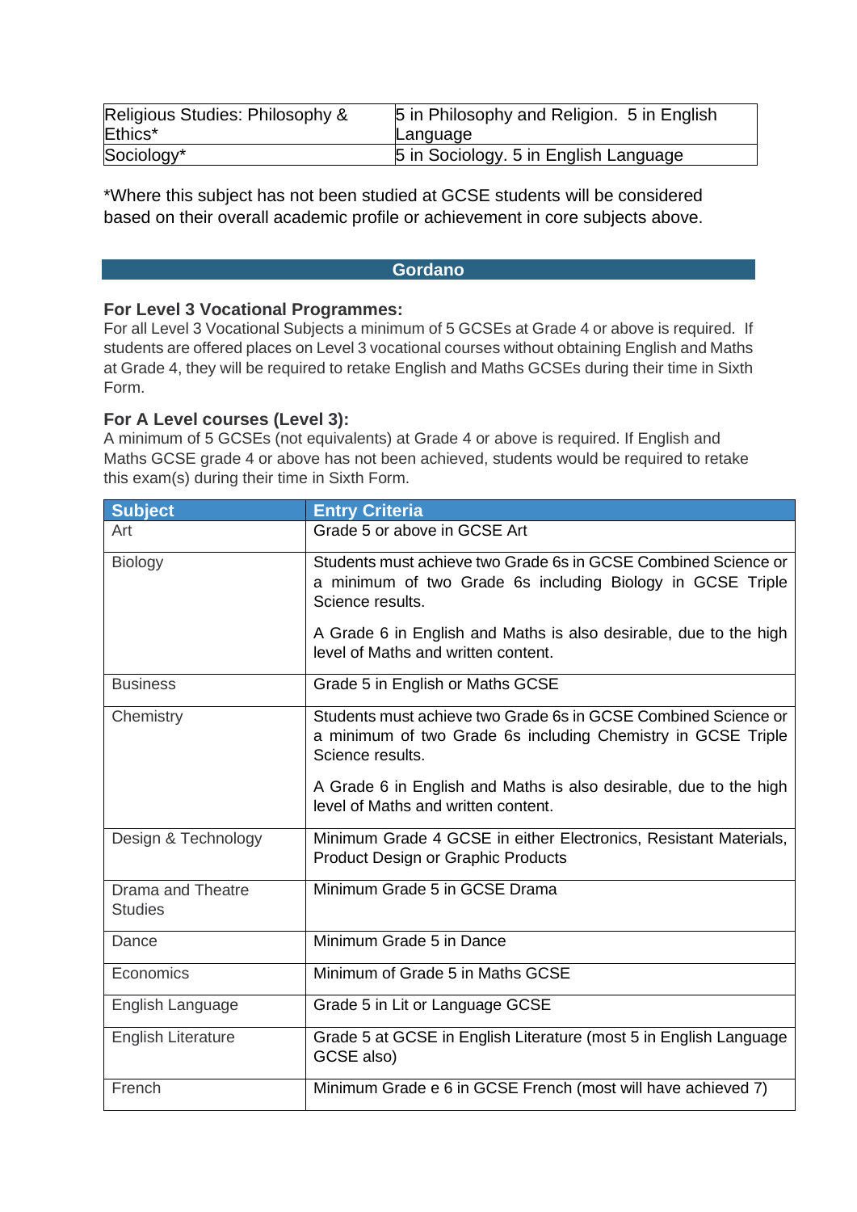| Religious Studies: Philosophy & Ethics* | 5 in Philosophy and Religion. 5 in English Language |
|---|---|
| Sociology* | 5 in Sociology. 5 in English Language |

*Where this subject has not been studied at GCSE students will be considered based on their overall academic profile or achievement in core subjects above.

## Gordano

### For Level 3 Vocational Programmes:

For all Level 3 Vocational Subjects a minimum of 5 GCSEs at Grade 4 or above is required. If students are offered places on Level 3 vocational courses without obtaining English and Maths at Grade 4, they will be required to retake English and Maths GCSEs during their time in Sixth Form.

### For A Level courses (Level 3):

A minimum of 5 GCSEs (not equivalents) at Grade 4 or above is required. If English and Maths GCSE grade 4 or above has not been achieved, students would be required to retake this exam(s) during their time in Sixth Form.

| Subject | Entry Criteria |
|---|---|
| Art | Grade 5 or above in GCSE Art |
| Biology | Students must achieve two Grade 6s in GCSE Combined Science or a minimum of two Grade 6s including Biology in GCSE Triple Science results.<br><br>A Grade 6 in English and Maths is also desirable, due to the high level of Maths and written content. |
| Business | Grade 5 in English or Maths GCSE |
| Chemistry | Students must achieve two Grade 6s in GCSE Combined Science or a minimum of two Grade 6s including Chemistry in GCSE Triple Science results.<br><br>A Grade 6 in English and Maths is also desirable, due to the high level of Maths and written content. |
| Design & Technology | Minimum Grade 4 GCSE in either Electronics, Resistant Materials, Product Design or Graphic Products |
| Drama and Theatre Studies | Minimum Grade 5 in GCSE Drama |
| Dance | Minimum Grade 5 in Dance |
| Economics | Minimum of Grade 5 in Maths GCSE |
| English Language | Grade 5 in Lit or Language GCSE |
| English Literature | Grade 5 at GCSE in English Literature (most 5 in English Language GCSE also) |
| French | Minimum Grade e 6 in GCSE French (most will have achieved 7) |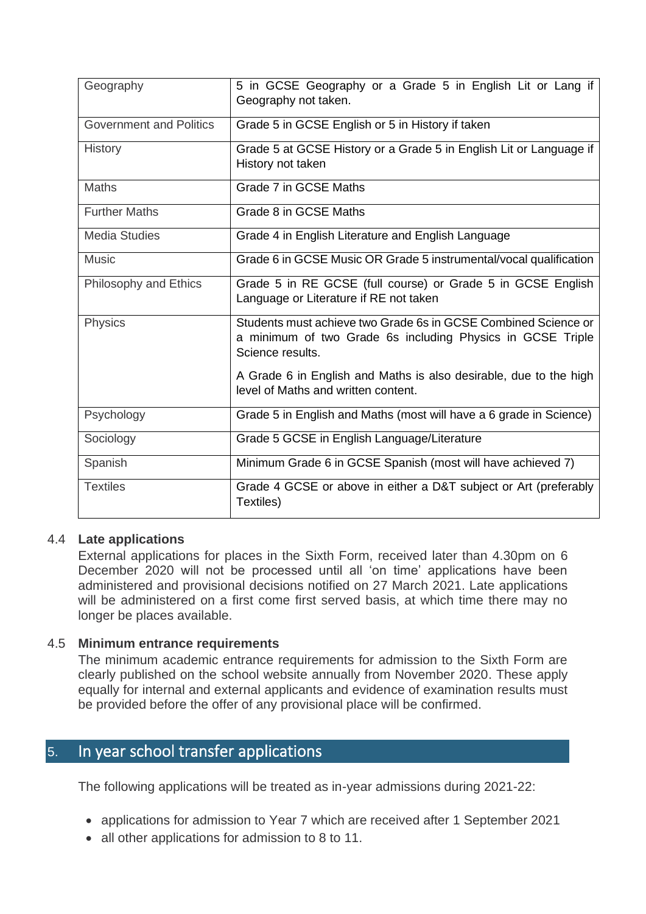| | |
|---|---|
| Geography | 5 in GCSE Geography or a Grade 5 in English Lit or Lang if Geography not taken. |
| Government and Politics | Grade 5 in GCSE English or 5 in History if taken |
| History | Grade 5 at GCSE History or a Grade 5 in English Lit or Language if History not taken |
| Maths | Grade 7 in GCSE Maths |
| Further Maths | Grade 8 in GCSE Maths |
| Media Studies | Grade 4 in English Literature and English Language |
| Music | Grade 6 in GCSE Music OR Grade 5 instrumental/vocal qualification |
| Philosophy and Ethics | Grade 5 in RE GCSE (full course) or Grade 5 in GCSE English Language or Literature if RE not taken |
| Physics | Students must achieve two Grade 6s in GCSE Combined Science or a minimum of two Grade 6s including Physics in GCSE Triple Science results.<br><br>A Grade 6 in English and Maths is also desirable, due to the high level of Maths and written content. |
| Psychology | Grade 5 in English and Maths (most will have a 6 grade in Science) |
| Sociology | Grade 5 GCSE in English Language/Literature |
| Spanish | Minimum Grade 6 in GCSE Spanish (most will have achieved 7) |
| Textiles | Grade 4 GCSE or above in either a D&T subject or Art (preferably Textiles) |

### 4.4 Late applications

External applications for places in the Sixth Form, received later than 4.30pm on 6 December 2020 will not be processed until all 'on time' applications have been administered and provisional decisions notified on 27 March 2021. Late applications will be administered on a first come first served basis, at which time there may no longer be places available.

### 4.5 Minimum entrance requirements

The minimum academic entrance requirements for admission to the Sixth Form are clearly published on the school website annually from November 2020. These apply equally for internal and external applicants and evidence of examination results must be provided before the offer of any provisional place will be confirmed.

## 5. In year school transfer applications

The following applications will be treated as in-year admissions during 2021-22:

- applications for admission to Year 7 which are received after 1 September 2021
- all other applications for admission to 8 to 11.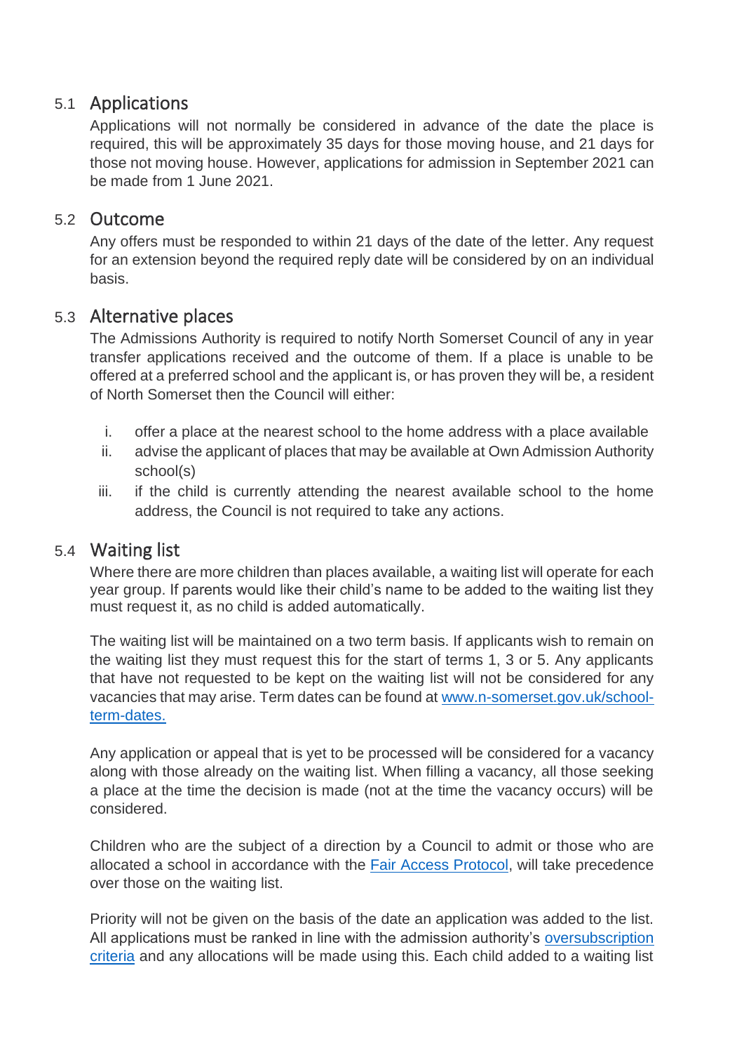## 5.1 Applications

Applications will not normally be considered in advance of the date the place is required, this will be approximately 35 days for those moving house, and 21 days for those not moving house. However, applications for admission in September 2021 can be made from 1 June 2021.

## 5.2 Outcome

Any offers must be responded to within 21 days of the date of the letter. Any request for an extension beyond the required reply date will be considered by on an individual basis.

## 5.3 Alternative places

The Admissions Authority is required to notify North Somerset Council of any in year transfer applications received and the outcome of them. If a place is unable to be offered at a preferred school and the applicant is, or has proven they will be, a resident of North Somerset then the Council will either:

i. offer a place at the nearest school to the home address with a place available
ii. advise the applicant of places that may be available at Own Admission Authority school(s)
iii. if the child is currently attending the nearest available school to the home address, the Council is not required to take any actions.

## 5.4 Waiting list

Where there are more children than places available, a waiting list will operate for each year group. If parents would like their child's name to be added to the waiting list they must request it, as no child is added automatically.

The waiting list will be maintained on a two term basis. If applicants wish to remain on the waiting list they must request this for the start of terms 1, 3 or 5. Any applicants that have not requested to be kept on the waiting list will not be considered for any vacancies that may arise. Term dates can be found at [www.n-somerset.gov.uk/school-term-dates.](www.n-somerset.gov.uk/school-term-dates)

Any application or appeal that is yet to be processed will be considered for a vacancy along with those already on the waiting list. When filling a vacancy, all those seeking a place at the time the decision is made (not at the time the vacancy occurs) will be considered.

Children who are the subject of a direction by a Council to admit or those who are allocated a school in accordance with the Fair Access Protocol, will take precedence over those on the waiting list.

Priority will not be given on the basis of the date an application was added to the list. All applications must be ranked in line with the admission authority's oversubscription criteria and any allocations will be made using this. Each child added to a waiting list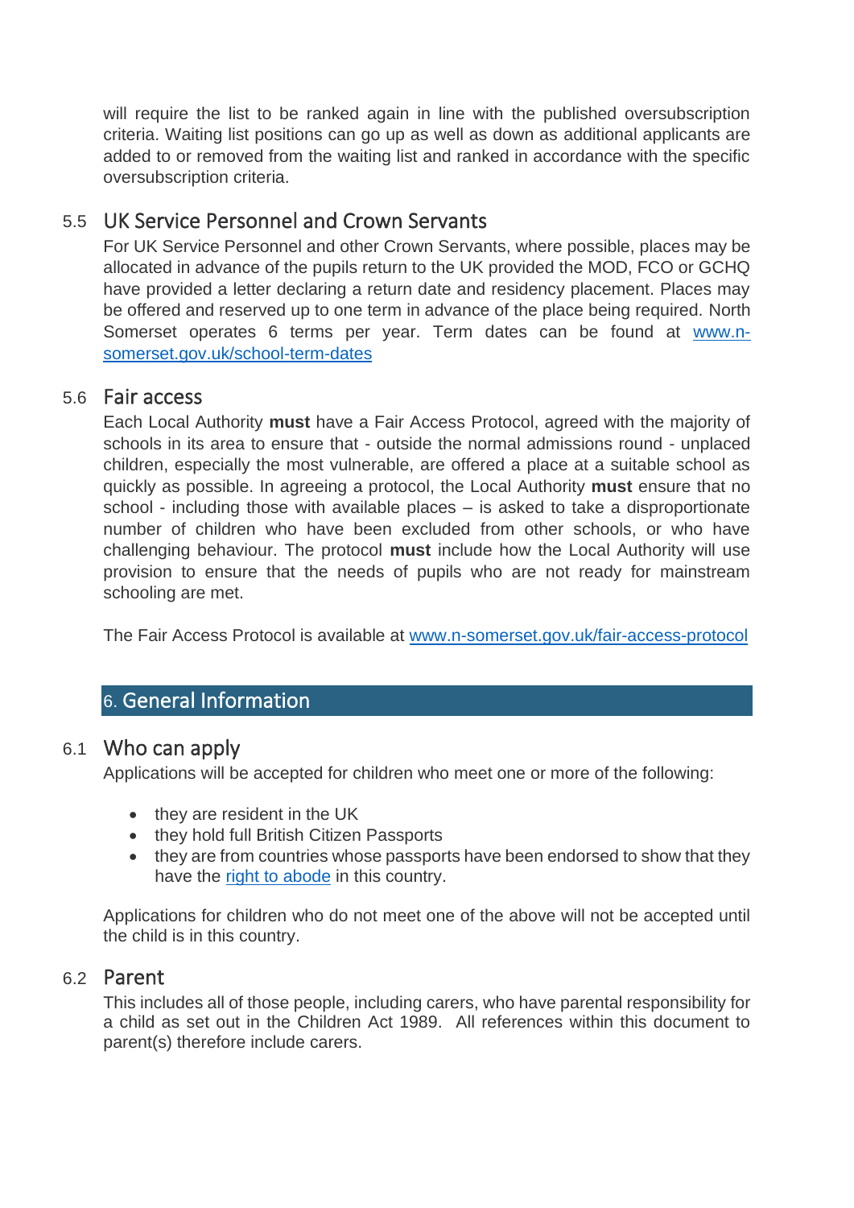will require the list to be ranked again in line with the published oversubscription criteria. Waiting list positions can go up as well as down as additional applicants are added to or removed from the waiting list and ranked in accordance with the specific oversubscription criteria.

### 5.5 UK Service Personnel and Crown Servants

For UK Service Personnel and other Crown Servants, where possible, places may be allocated in advance of the pupils return to the UK provided the MOD, FCO or GCHQ have provided a letter declaring a return date and residency placement. Places may be offered and reserved up to one term in advance of the place being required. North Somerset operates 6 terms per year. Term dates can be found at [www.n-somerset.gov.uk/school-term-dates](www.n-somerset.gov.uk/school-term-dates)

### 5.6 Fair access

Each Local Authority **must** have a Fair Access Protocol, agreed with the majority of schools in its area to ensure that - outside the normal admissions round - unplaced children, especially the most vulnerable, are offered a place at a suitable school as quickly as possible. In agreeing a protocol, the Local Authority **must** ensure that no school - including those with available places – is asked to take a disproportionate number of children who have been excluded from other schools, or who have challenging behaviour. The protocol **must** include how the Local Authority will use provision to ensure that the needs of pupils who are not ready for mainstream schooling are met.

The Fair Access Protocol is available at [www.n-somerset.gov.uk/fair-access-protocol](www.n-somerset.gov.uk/fair-access-protocol)

## 6. General Information

### 6.1 Who can apply

Applications will be accepted for children who meet one or more of the following:

- they are resident in the UK
- they hold full British Citizen Passports
- they are from countries whose passports have been endorsed to show that they have the right to abode in this country.

Applications for children who do not meet one of the above will not be accepted until the child is in this country.

### 6.2 Parent

This includes all of those people, including carers, who have parental responsibility for a child as set out in the Children Act 1989. All references within this document to parent(s) therefore include carers.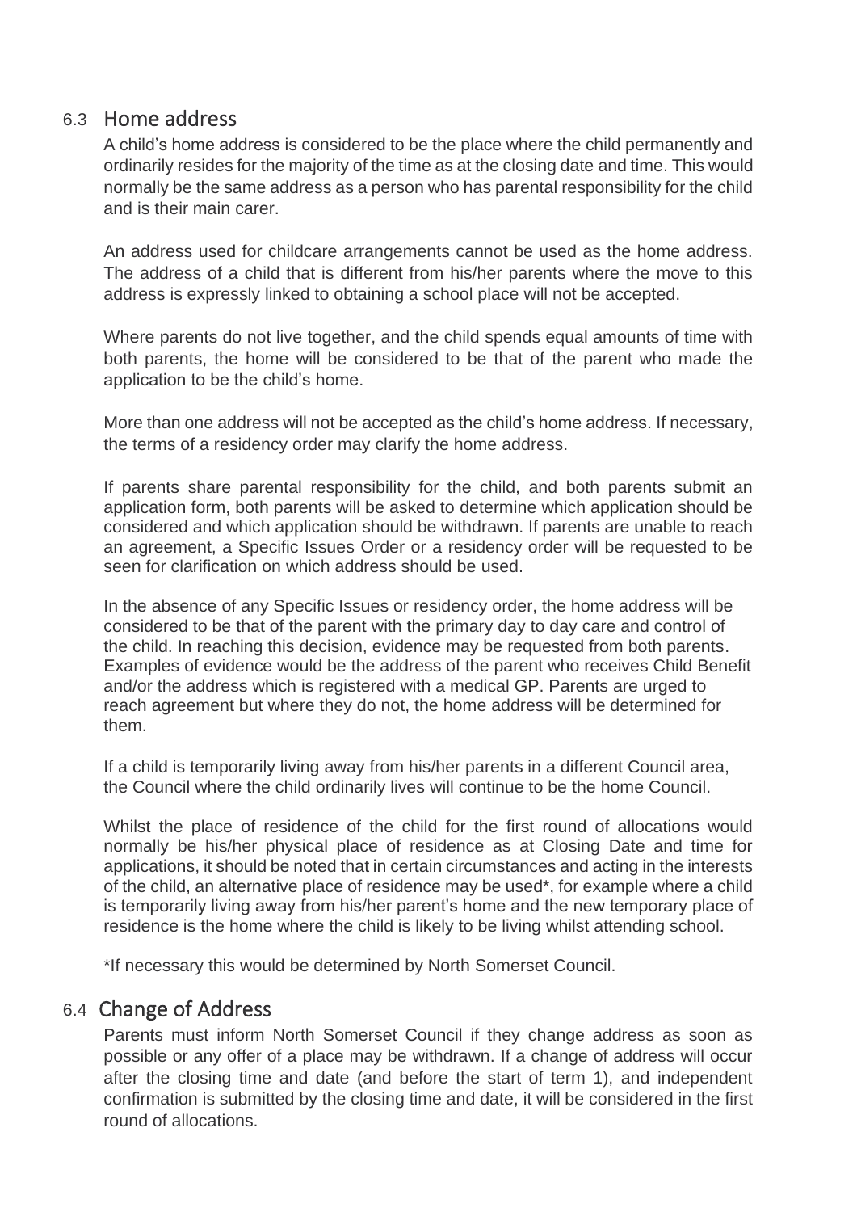## 6.3 Home address

A child's home address is considered to be the place where the child permanently and ordinarily resides for the majority of the time as at the closing date and time. This would normally be the same address as a person who has parental responsibility for the child and is their main carer.

An address used for childcare arrangements cannot be used as the home address. The address of a child that is different from his/her parents where the move to this address is expressly linked to obtaining a school place will not be accepted.

Where parents do not live together, and the child spends equal amounts of time with both parents, the home will be considered to be that of the parent who made the application to be the child's home.

More than one address will not be accepted as the child's home address. If necessary, the terms of a residency order may clarify the home address.

If parents share parental responsibility for the child, and both parents submit an application form, both parents will be asked to determine which application should be considered and which application should be withdrawn. If parents are unable to reach an agreement, a Specific Issues Order or a residency order will be requested to be seen for clarification on which address should be used.

In the absence of any Specific Issues or residency order, the home address will be considered to be that of the parent with the primary day to day care and control of the child. In reaching this decision, evidence may be requested from both parents. Examples of evidence would be the address of the parent who receives Child Benefit and/or the address which is registered with a medical GP. Parents are urged to reach agreement but where they do not, the home address will be determined for them.

If a child is temporarily living away from his/her parents in a different Council area, the Council where the child ordinarily lives will continue to be the home Council.

Whilst the place of residence of the child for the first round of allocations would normally be his/her physical place of residence as at Closing Date and time for applications, it should be noted that in certain circumstances and acting in the interests of the child, an alternative place of residence may be used*, for example where a child is temporarily living away from his/her parent's home and the new temporary place of residence is the home where the child is likely to be living whilst attending school.

*If necessary this would be determined by North Somerset Council.

## 6.4 Change of Address

Parents must inform North Somerset Council if they change address as soon as possible or any offer of a place may be withdrawn. If a change of address will occur after the closing time and date (and before the start of term 1), and independent confirmation is submitted by the closing time and date, it will be considered in the first round of allocations.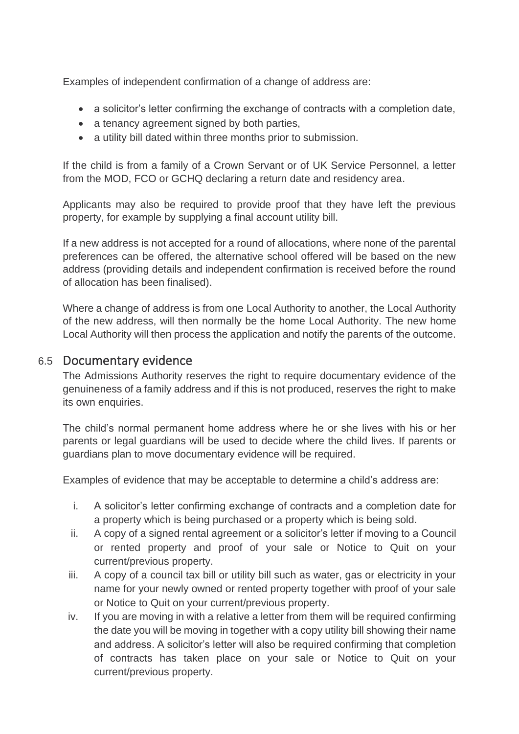Examples of independent confirmation of a change of address are:

- a solicitor's letter confirming the exchange of contracts with a completion date,
- a tenancy agreement signed by both parties,
- a utility bill dated within three months prior to submission.

If the child is from a family of a Crown Servant or of UK Service Personnel, a letter from the MOD, FCO or GCHQ declaring a return date and residency area.

Applicants may also be required to provide proof that they have left the previous property, for example by supplying a final account utility bill.

If a new address is not accepted for a round of allocations, where none of the parental preferences can be offered, the alternative school offered will be based on the new address (providing details and independent confirmation is received before the round of allocation has been finalised).

Where a change of address is from one Local Authority to another, the Local Authority of the new address, will then normally be the home Local Authority. The new home Local Authority will then process the application and notify the parents of the outcome.

## 6.5 Documentary evidence

The Admissions Authority reserves the right to require documentary evidence of the genuineness of a family address and if this is not produced, reserves the right to make its own enquiries.

The child's normal permanent home address where he or she lives with his or her parents or legal guardians will be used to decide where the child lives. If parents or guardians plan to move documentary evidence will be required.

Examples of evidence that may be acceptable to determine a child's address are:

i. A solicitor's letter confirming exchange of contracts and a completion date for a property which is being purchased or a property which is being sold.
ii. A copy of a signed rental agreement or a solicitor's letter if moving to a Council or rented property and proof of your sale or Notice to Quit on your current/previous property.
iii. A copy of a council tax bill or utility bill such as water, gas or electricity in your name for your newly owned or rented property together with proof of your sale or Notice to Quit on your current/previous property.
iv. If you are moving in with a relative a letter from them will be required confirming the date you will be moving in together with a copy utility bill showing their name and address. A solicitor's letter will also be required confirming that completion of contracts has taken place on your sale or Notice to Quit on your current/previous property.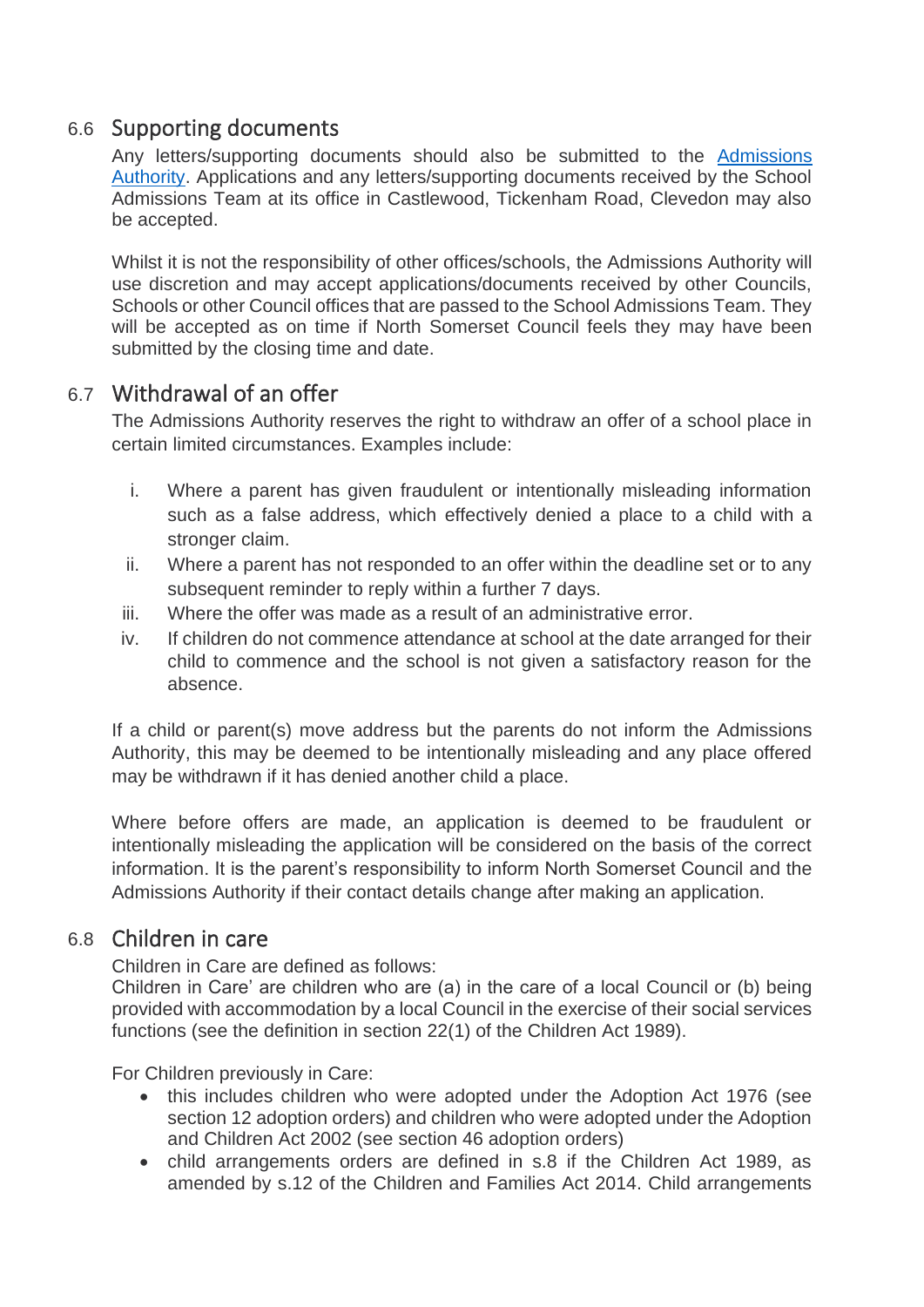## 6.6 Supporting documents

Any letters/supporting documents should also be submitted to the [Admissions Authority](). Applications and any letters/supporting documents received by the School Admissions Team at its office in Castlewood, Tickenham Road, Clevedon may also be accepted.

Whilst it is not the responsibility of other offices/schools, the Admissions Authority will use discretion and may accept applications/documents received by other Councils, Schools or other Council offices that are passed to the School Admissions Team. They will be accepted as on time if North Somerset Council feels they may have been submitted by the closing time and date.

## 6.7 Withdrawal of an offer

The Admissions Authority reserves the right to withdraw an offer of a school place in certain limited circumstances. Examples include:

i. Where a parent has given fraudulent or intentionally misleading information such as a false address, which effectively denied a place to a child with a stronger claim.
ii. Where a parent has not responded to an offer within the deadline set or to any subsequent reminder to reply within a further 7 days.
iii. Where the offer was made as a result of an administrative error.
iv. If children do not commence attendance at school at the date arranged for their child to commence and the school is not given a satisfactory reason for the absence.

If a child or parent(s) move address but the parents do not inform the Admissions Authority, this may be deemed to be intentionally misleading and any place offered may be withdrawn if it has denied another child a place.

Where before offers are made, an application is deemed to be fraudulent or intentionally misleading the application will be considered on the basis of the correct information. It is the parent's responsibility to inform North Somerset Council and the Admissions Authority if their contact details change after making an application.

## 6.8 Children in care

Children in Care are defined as follows:
Children in Care' are children who are (a) in the care of a local Council or (b) being provided with accommodation by a local Council in the exercise of their social services functions (see the definition in section 22(1) of the Children Act 1989).

For Children previously in Care:

- this includes children who were adopted under the Adoption Act 1976 (see section 12 adoption orders) and children who were adopted under the Adoption and Children Act 2002 (see section 46 adoption orders)
- child arrangements orders are defined in s.8 if the Children Act 1989, as amended by s.12 of the Children and Families Act 2014. Child arrangements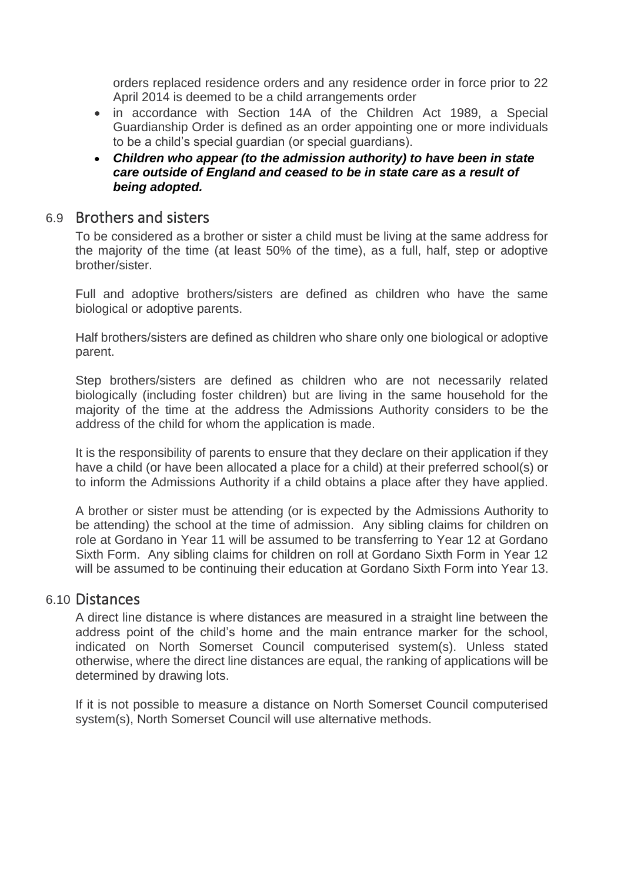orders replaced residence orders and any residence order in force prior to 22 April 2014 is deemed to be a child arrangements order

- in accordance with Section 14A of the Children Act 1989, a Special Guardianship Order is defined as an order appointing one or more individuals to be a child's special guardian (or special guardians).
- ***Children who appear (to the admission authority) to have been in state care outside of England and ceased to be in state care as a result of being adopted.***

## 6.9 Brothers and sisters

To be considered as a brother or sister a child must be living at the same address for the majority of the time (at least 50% of the time), as a full, half, step or adoptive brother/sister.

Full and adoptive brothers/sisters are defined as children who have the same biological or adoptive parents.

Half brothers/sisters are defined as children who share only one biological or adoptive parent.

Step brothers/sisters are defined as children who are not necessarily related biologically (including foster children) but are living in the same household for the majority of the time at the address the Admissions Authority considers to be the address of the child for whom the application is made.

It is the responsibility of parents to ensure that they declare on their application if they have a child (or have been allocated a place for a child) at their preferred school(s) or to inform the Admissions Authority if a child obtains a place after they have applied.

A brother or sister must be attending (or is expected by the Admissions Authority to be attending) the school at the time of admission. Any sibling claims for children on role at Gordano in Year 11 will be assumed to be transferring to Year 12 at Gordano Sixth Form. Any sibling claims for children on roll at Gordano Sixth Form in Year 12 will be assumed to be continuing their education at Gordano Sixth Form into Year 13.

## 6.10 Distances

A direct line distance is where distances are measured in a straight line between the address point of the child's home and the main entrance marker for the school, indicated on North Somerset Council computerised system(s). Unless stated otherwise, where the direct line distances are equal, the ranking of applications will be determined by drawing lots.

If it is not possible to measure a distance on North Somerset Council computerised system(s), North Somerset Council will use alternative methods.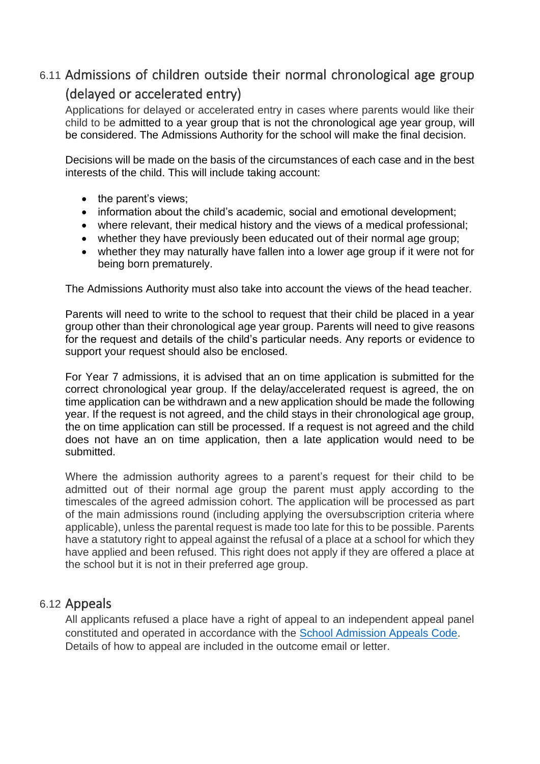## 6.11 Admissions of children outside their normal chronological age group (delayed or accelerated entry)

Applications for delayed or accelerated entry in cases where parents would like their child to be admitted to a year group that is not the chronological age year group, will be considered. The Admissions Authority for the school will make the final decision.

Decisions will be made on the basis of the circumstances of each case and in the best interests of the child. This will include taking account:

- the parent's views;
- information about the child's academic, social and emotional development;
- where relevant, their medical history and the views of a medical professional;
- whether they have previously been educated out of their normal age group;
- whether they may naturally have fallen into a lower age group if it were not for being born prematurely.

The Admissions Authority must also take into account the views of the head teacher.

Parents will need to write to the school to request that their child be placed in a year group other than their chronological age year group. Parents will need to give reasons for the request and details of the child's particular needs. Any reports or evidence to support your request should also be enclosed.

For Year 7 admissions, it is advised that an on time application is submitted for the correct chronological year group. If the delay/accelerated request is agreed, the on time application can be withdrawn and a new application should be made the following year. If the request is not agreed, and the child stays in their chronological age group, the on time application can still be processed. If a request is not agreed and the child does not have an on time application, then a late application would need to be submitted.

Where the admission authority agrees to a parent's request for their child to be admitted out of their normal age group the parent must apply according to the timescales of the agreed admission cohort. The application will be processed as part of the main admissions round (including applying the oversubscription criteria where applicable), unless the parental request is made too late for this to be possible. Parents have a statutory right to appeal against the refusal of a place at a school for which they have applied and been refused. This right does not apply if they are offered a place at the school but it is not in their preferred age group.

## 6.12 Appeals

All applicants refused a place have a right of appeal to an independent appeal panel constituted and operated in accordance with the School Admission Appeals Code. Details of how to appeal are included in the outcome email or letter.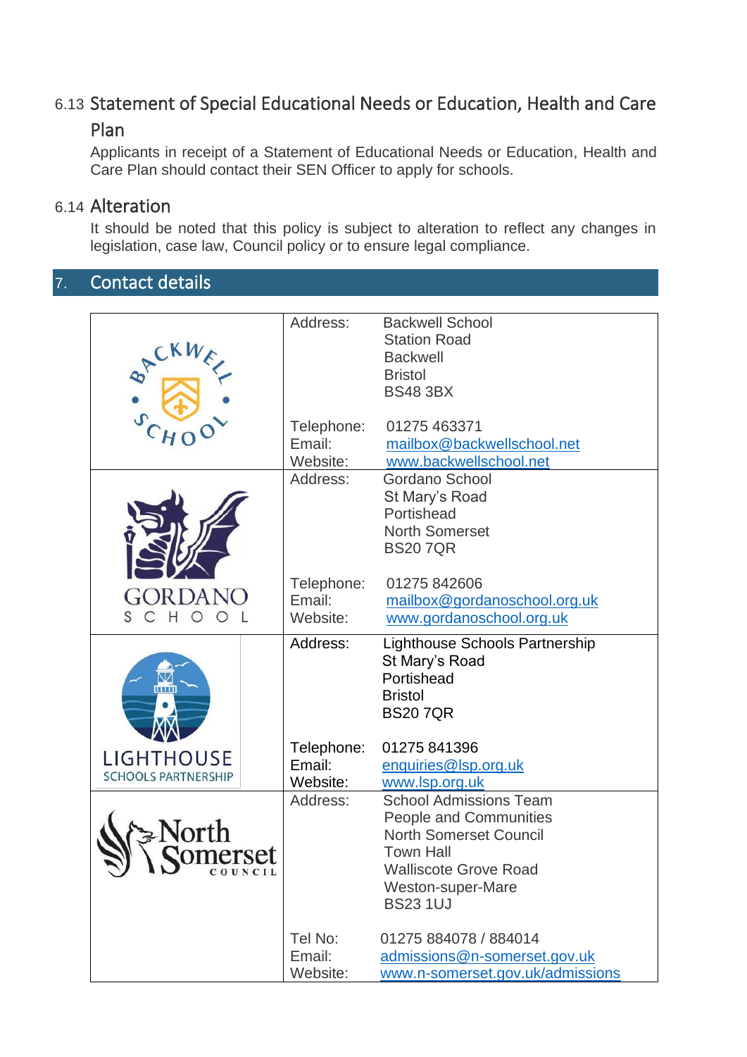### 6.13 Statement of Special Educational Needs or Education, Health and Care Plan

Applicants in receipt of a Statement of Educational Needs or Education, Health and Care Plan should contact their SEN Officer to apply for schools.

### 6.14 Alteration

It should be noted that this policy is subject to alteration to reflect any changes in legislation, case law, Council policy or to ensure legal compliance.

## 7. Contact details

| | | |
|---|---|---|
| Backwell School | Address: | Backwell School<br>Station Road<br>Backwell<br>Bristol<br>BS48 3BX |
| | Telephone: | 01275 463371 |
| | Email: | mailbox@backwellschool.net |
| | Website: | www.backwellschool.net |
| Gordano School | Address: | Gordano School<br>St Mary's Road<br>Portishead<br>North Somerset<br>BS20 7QR |
| | Telephone: | 01275 842606 |
| | Email: | mailbox@gordanoschool.org.uk |
| | Website: | www.gordanoschool.org.uk |
| Lighthouse Schools Partnership | Address: | Lighthouse Schools Partnership<br>St Mary's Road<br>Portishead<br>Bristol<br>BS20 7QR |
| | Telephone: | 01275 841396 |
| | Email: | enquiries@lsp.org.uk |
| | Website: | www.lsp.org.uk |
| North Somerset Council | Address: | School Admissions Team<br>People and Communities<br>North Somerset Council<br>Town Hall<br>Walliscote Grove Road<br>Weston-super-Mare<br>BS23 1UJ |
| | Tel No: | 01275 884078 / 884014 |
| | Email: | admissions@n-somerset.gov.uk |
| | Website: | www.n-somerset.gov.uk/admissions |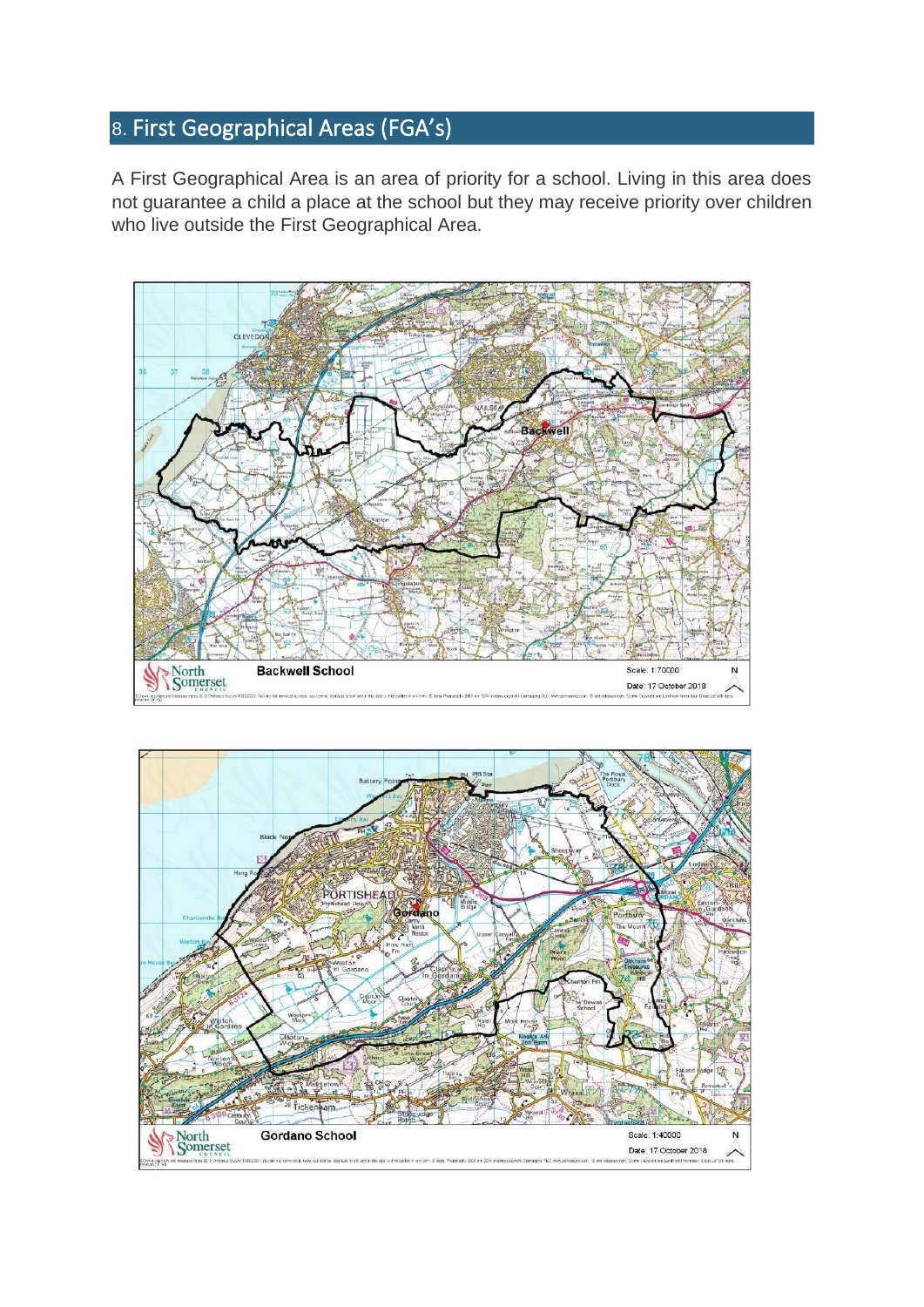## 8. First Geographical Areas (FGA's)

A First Geographical Area is an area of priority for a school. Living in this area does not guarantee a child a place at the school but they may receive priority over children who live outside the First Geographical Area.

North Somerset Council

Backwell School

Scale: 1:70000

Date: 17 October 2018

North Somerset Council

Gordano School

Scale: 1:40000

Date: 17 October 2018